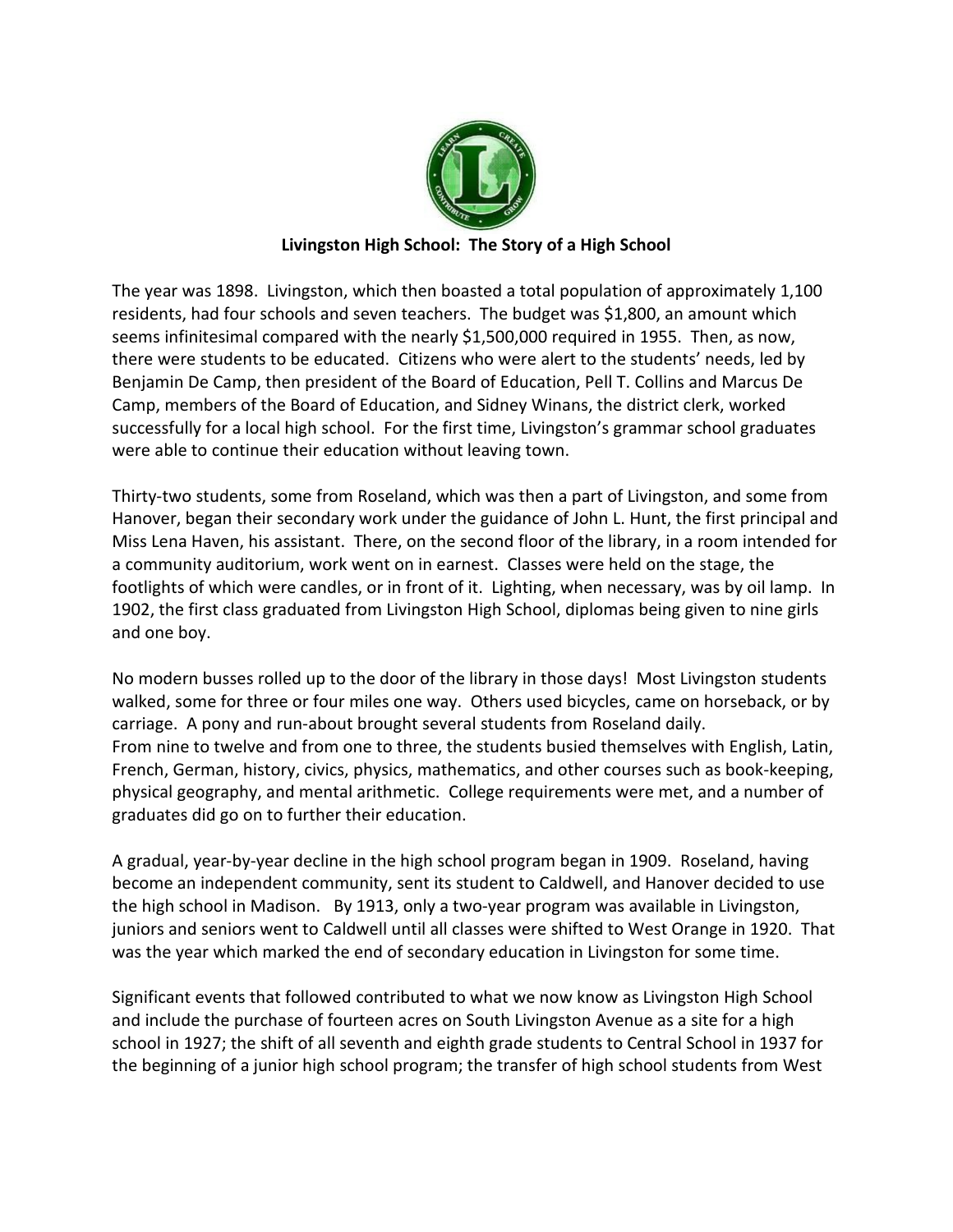**Livingston High School: The Story of a High School**

The year was 1898. Livingston, which then boasted a total population of approximately 1,100 residents, had four schools and seven teachers. The budget was $1,800, an amount which seems infinitesimal compared with the nearly $1,500,000 required in 1955. Then, as now, there were students to be educated. Citizens who were alert to the students' needs, led by Benjamin De Camp, then president of the Board of Education, Pell T. Collins and Marcus De Camp, members of the Board of Education, and Sidney Winans, the district clerk, worked successfully for a local high school. For the first time, Livingston's grammar school graduates were able to continue their education without leaving town.

Thirty-two students, some from Roseland, which was then a part of Livingston, and some from Hanover, began their secondary work under the guidance of John L. Hunt, the first principal and Miss Lena Haven, his assistant. There, on the second floor of the library, in a room intended for a community auditorium, work went on in earnest. Classes were held on the stage, the footlights of which were candles, or in front of it. Lighting, when necessary, was by oil lamp. In 1902, the first class graduated from Livingston High School, diplomas being given to nine girls and one boy.

No modern busses rolled up to the door of the library in those days! Most Livingston students walked, some for three or four miles one way. Others used bicycles, came on horseback, or by carriage. A pony and run-about brought several students from Roseland daily.
From nine to twelve and from one to three, the students busied themselves with English, Latin, French, German, history, civics, physics, mathematics, and other courses such as book-keeping, physical geography, and mental arithmetic. College requirements were met, and a number of graduates did go on to further their education.

A gradual, year-by-year decline in the high school program began in 1909. Roseland, having become an independent community, sent its student to Caldwell, and Hanover decided to use the high school in Madison. By 1913, only a two-year program was available in Livingston, juniors and seniors went to Caldwell until all classes were shifted to West Orange in 1920. That was the year which marked the end of secondary education in Livingston for some time.

Significant events that followed contributed to what we now know as Livingston High School and include the purchase of fourteen acres on South Livingston Avenue as a site for a high school in 1927; the shift of all seventh and eighth grade students to Central School in 1937 for the beginning of a junior high school program; the transfer of high school students from West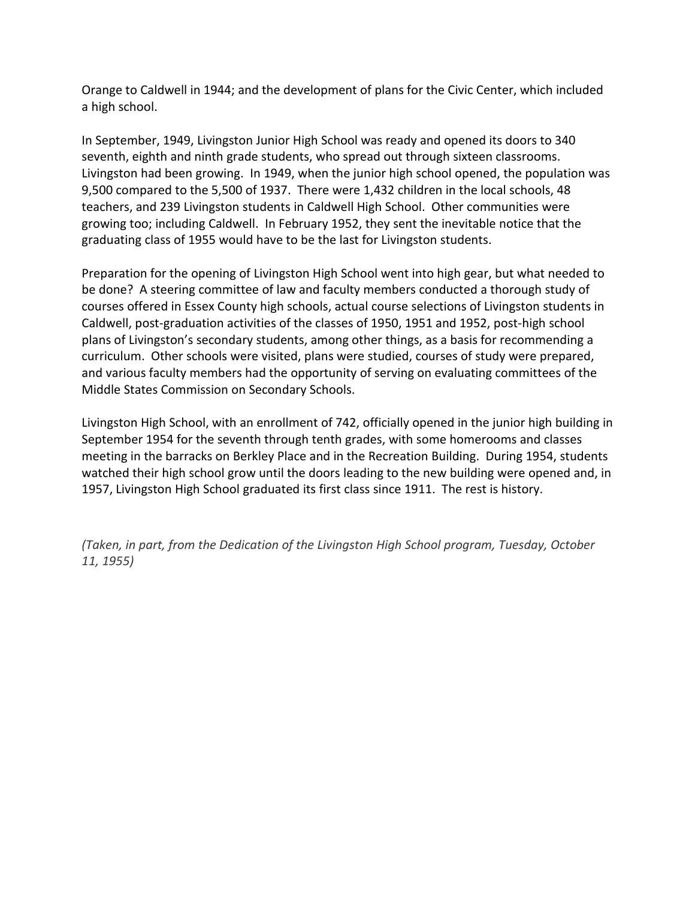Orange to Caldwell in 1944; and the development of plans for the Civic Center, which included a high school.

In September, 1949, Livingston Junior High School was ready and opened its doors to 340 seventh, eighth and ninth grade students, who spread out through sixteen classrooms. Livingston had been growing. In 1949, when the junior high school opened, the population was 9,500 compared to the 5,500 of 1937. There were 1,432 children in the local schools, 48 teachers, and 239 Livingston students in Caldwell High School. Other communities were growing too; including Caldwell. In February 1952, they sent the inevitable notice that the graduating class of 1955 would have to be the last for Livingston students.

Preparation for the opening of Livingston High School went into high gear, but what needed to be done? A steering committee of law and faculty members conducted a thorough study of courses offered in Essex County high schools, actual course selections of Livingston students in Caldwell, post-graduation activities of the classes of 1950, 1951 and 1952, post-high school plans of Livingston's secondary students, among other things, as a basis for recommending a curriculum. Other schools were visited, plans were studied, courses of study were prepared, and various faculty members had the opportunity of serving on evaluating committees of the Middle States Commission on Secondary Schools.

Livingston High School, with an enrollment of 742, officially opened in the junior high building in September 1954 for the seventh through tenth grades, with some homerooms and classes meeting in the barracks on Berkley Place and in the Recreation Building. During 1954, students watched their high school grow until the doors leading to the new building were opened and, in 1957, Livingston High School graduated its first class since 1911. The rest is history.

*(Taken, in part, from the Dedication of the Livingston High School program, Tuesday, October 11, 1955)*